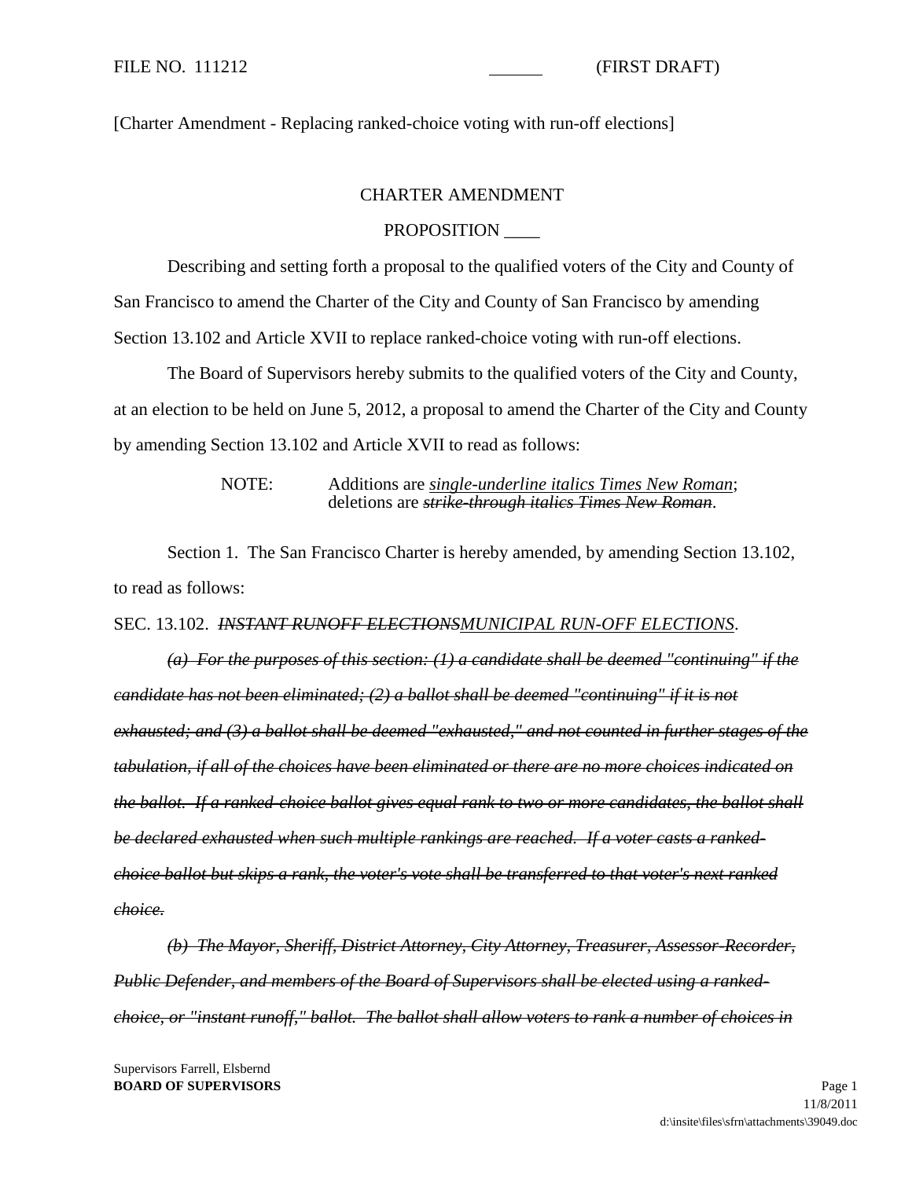FILE NO. 111212 ______ (FIRST DRAFT)

[Charter Amendment - Replacing ranked-choice voting with run-off elections]

CHARTER AMENDMENT

PROPOSITION ____

Describing and setting forth a proposal to the qualified voters of the City and County of San Francisco to amend the Charter of the City and County of San Francisco by amending Section 13.102 and Article XVII to replace ranked-choice voting with run-off elections.

The Board of Supervisors hereby submits to the qualified voters of the City and County, at an election to be held on June 5, 2012, a proposal to amend the Charter of the City and County by amending Section 13.102 and Article XVII to read as follows:

> NOTE: Additions are <u>*single-underline italics Times New Roman*</u>; deletions are ~~*strike-through italics Times New Roman*~~.

Section 1. The San Francisco Charter is hereby amended, by amending Section 13.102, to read as follows:

SEC. 13.102. ~~*INSTANT RUNOFF ELECTIONS*~~<u>*MUNICIPAL RUN-OFF ELECTIONS*</u>.

~~*(a) For the purposes of this section: (1) a candidate shall be deemed "continuing" if the candidate has not been eliminated; (2) a ballot shall be deemed "continuing" if it is not exhausted; and (3) a ballot shall be deemed "exhausted," and not counted in further stages of the tabulation, if all of the choices have been eliminated or there are no more choices indicated on the ballot. If a ranked-choice ballot gives equal rank to two or more candidates, the ballot shall be declared exhausted when such multiple rankings are reached. If a voter casts a ranked-choice ballot but skips a rank, the voter's vote shall be transferred to that voter's next ranked choice.*~~

~~*(b) The Mayor, Sheriff, District Attorney, City Attorney, Treasurer, Assessor-Recorder, Public Defender, and members of the Board of Supervisors shall be elected using a ranked-choice, or "instant runoff," ballot. The ballot shall allow voters to rank a number of choices in*~~

Supervisors Farrell, Elsbernd
**BOARD OF SUPERVISORS**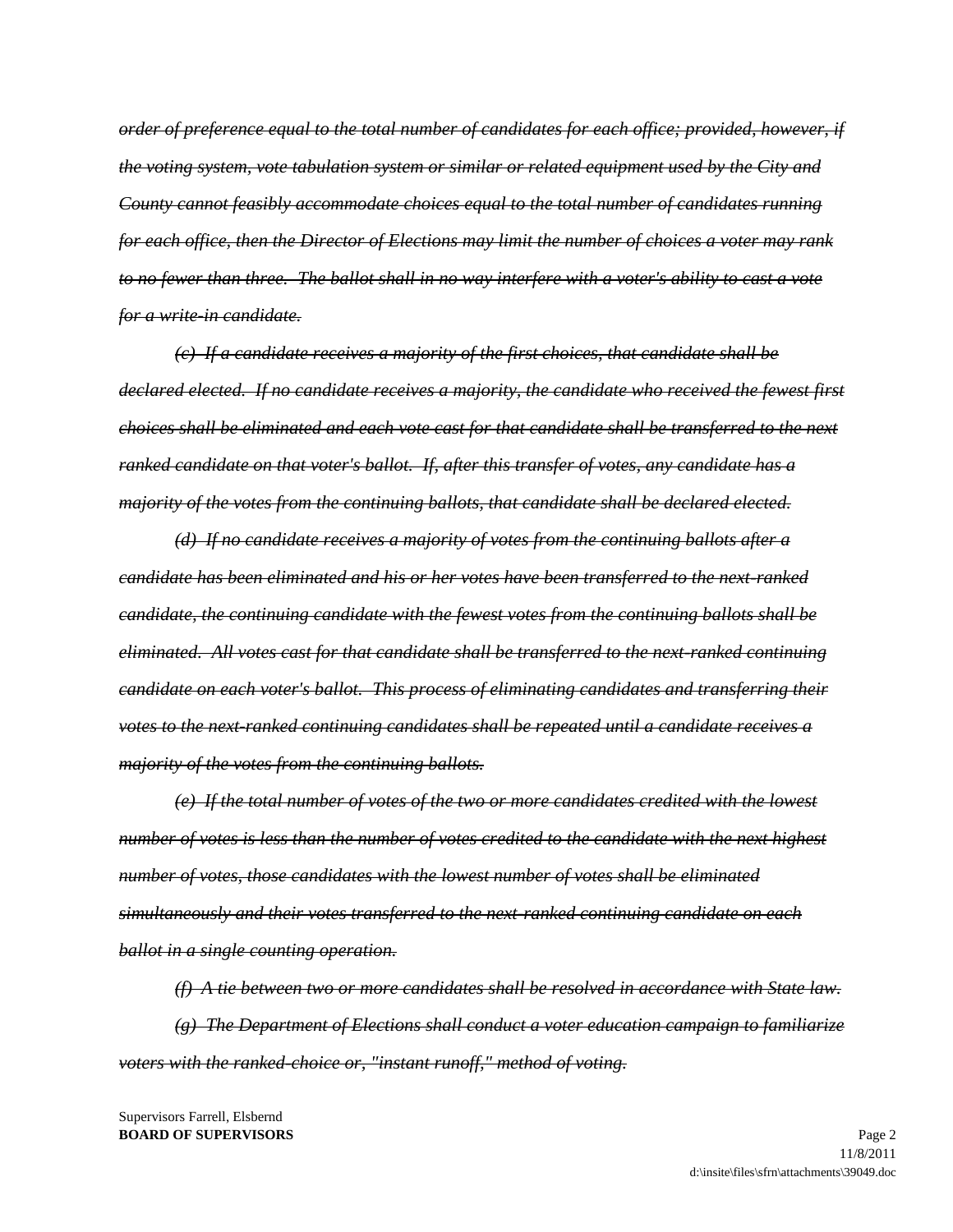~~*order of preference equal to the total number of candidates for each office; provided, however, if the voting system, vote tabulation system or similar or related equipment used by the City and County cannot feasibly accommodate choices equal to the total number of candidates running for each office, then the Director of Elections may limit the number of choices a voter may rank to no fewer than three. The ballot shall in no way interfere with a voter's ability to cast a vote for a write-in candidate.*~~

~~*(c) If a candidate receives a majority of the first choices, that candidate shall be declared elected. If no candidate receives a majority, the candidate who received the fewest first choices shall be eliminated and each vote cast for that candidate shall be transferred to the next ranked candidate on that voter's ballot. If, after this transfer of votes, any candidate has a majority of the votes from the continuing ballots, that candidate shall be declared elected.*~~

~~*(d) If no candidate receives a majority of votes from the continuing ballots after a candidate has been eliminated and his or her votes have been transferred to the next-ranked candidate, the continuing candidate with the fewest votes from the continuing ballots shall be eliminated. All votes cast for that candidate shall be transferred to the next-ranked continuing candidate on each voter's ballot. This process of eliminating candidates and transferring their votes to the next-ranked continuing candidates shall be repeated until a candidate receives a majority of the votes from the continuing ballots.*~~

~~*(e) If the total number of votes of the two or more candidates credited with the lowest number of votes is less than the number of votes credited to the candidate with the next highest number of votes, those candidates with the lowest number of votes shall be eliminated simultaneously and their votes transferred to the next-ranked continuing candidate on each ballot in a single counting operation.*~~

~~*(f) A tie between two or more candidates shall be resolved in accordance with State law.*~~

~~*(g) The Department of Elections shall conduct a voter education campaign to familiarize voters with the ranked-choice or, "instant runoff," method of voting.*~~

Supervisors Farrell, Elsbernd
**BOARD OF SUPERVISORS**

11/8/2011
d:\insite\files\sfrn\attachments\39049.doc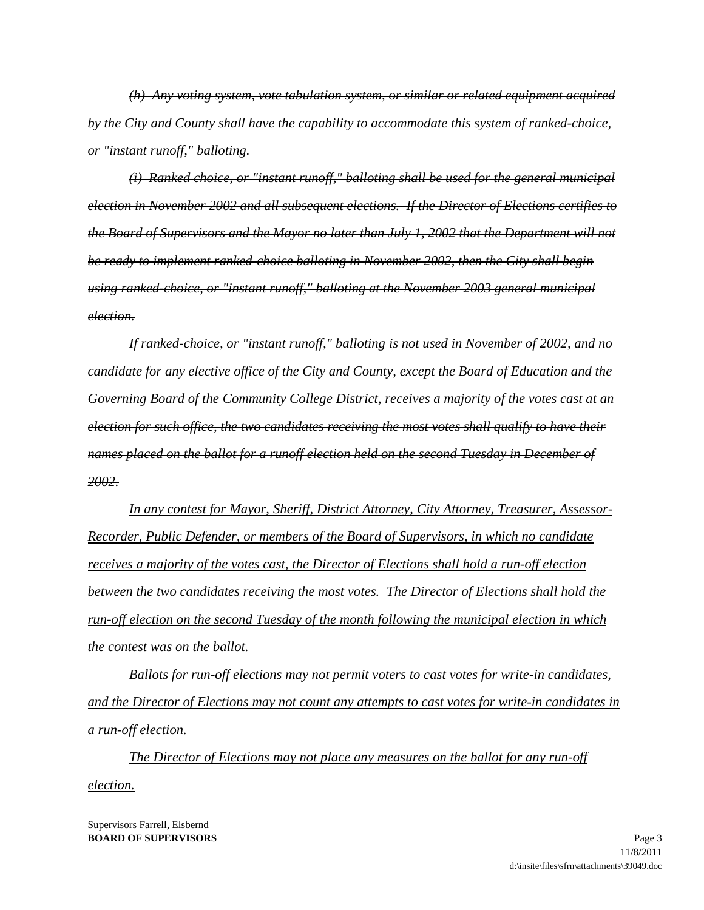~~*(h) Any voting system, vote tabulation system, or similar or related equipment acquired by the City and County shall have the capability to accommodate this system of ranked-choice, or "instant runoff," balloting.*~~

~~*(i) Ranked choice, or "instant runoff," balloting shall be used for the general municipal election in November 2002 and all subsequent elections. If the Director of Elections certifies to the Board of Supervisors and the Mayor no later than July 1, 2002 that the Department will not be ready to implement ranked-choice balloting in November 2002, then the City shall begin using ranked-choice, or "instant runoff," balloting at the November 2003 general municipal election.*~~

~~*If ranked-choice, or "instant runoff," balloting is not used in November of 2002, and no candidate for any elective office of the City and County, except the Board of Education and the Governing Board of the Community College District, receives a majority of the votes cast at an election for such office, the two candidates receiving the most votes shall qualify to have their names placed on the ballot for a runoff election held on the second Tuesday in December of 2002.*~~

*In any contest for Mayor, Sheriff, District Attorney, City Attorney, Treasurer, Assessor-Recorder, Public Defender, or members of the Board of Supervisors, in which no candidate receives a majority of the votes cast, the Director of Elections shall hold a run-off election between the two candidates receiving the most votes. The Director of Elections shall hold the run-off election on the second Tuesday of the month following the municipal election in which the contest was on the ballot.*

*Ballots for run-off elections may not permit voters to cast votes for write-in candidates, and the Director of Elections may not count any attempts to cast votes for write-in candidates in a run-off election.*

*The Director of Elections may not place any measures on the ballot for any run-off election.*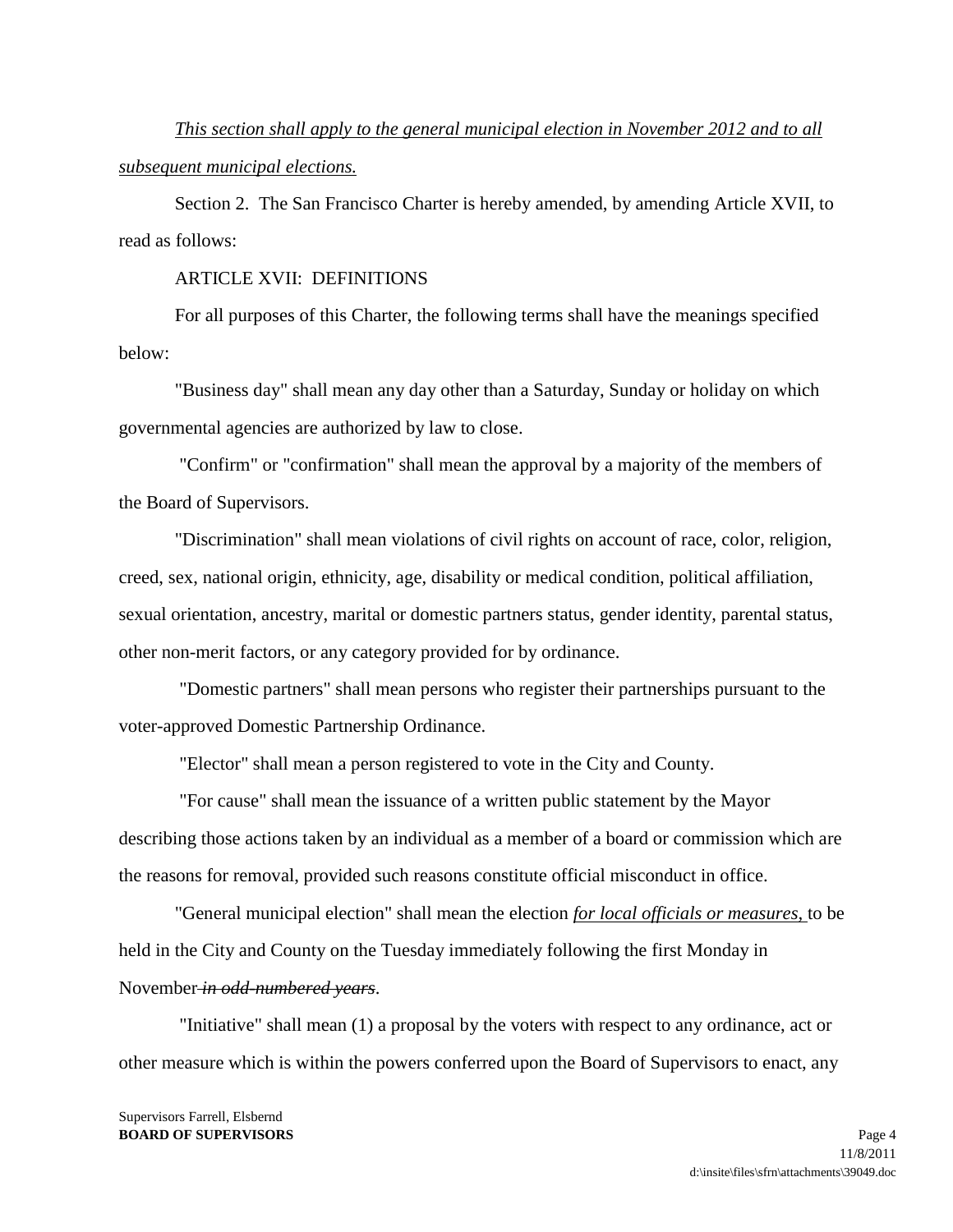*<u>This section shall apply to the general municipal election in November 2012 and to all subsequent municipal elections.</u>*

Section 2. The San Francisco Charter is hereby amended, by amending Article XVII, to read as follows:

ARTICLE XVII: DEFINITIONS

For all purposes of this Charter, the following terms shall have the meanings specified below:

"Business day" shall mean any day other than a Saturday, Sunday or holiday on which governmental agencies are authorized by law to close.

"Confirm" or "confirmation" shall mean the approval by a majority of the members of the Board of Supervisors.

"Discrimination" shall mean violations of civil rights on account of race, color, religion, creed, sex, national origin, ethnicity, age, disability or medical condition, political affiliation, sexual orientation, ancestry, marital or domestic partners status, gender identity, parental status, other non-merit factors, or any category provided for by ordinance.

"Domestic partners" shall mean persons who register their partnerships pursuant to the voter-approved Domestic Partnership Ordinance.

"Elector" shall mean a person registered to vote in the City and County.

"For cause" shall mean the issuance of a written public statement by the Mayor describing those actions taken by an individual as a member of a board or commission which are the reasons for removal, provided such reasons constitute official misconduct in office.

"General municipal election" shall mean the election *<u>for local officials or measures,</u>* to be held in the City and County on the Tuesday immediately following the first Monday in November ~~*in odd-numbered years*~~.

"Initiative" shall mean (1) a proposal by the voters with respect to any ordinance, act or other measure which is within the powers conferred upon the Board of Supervisors to enact, any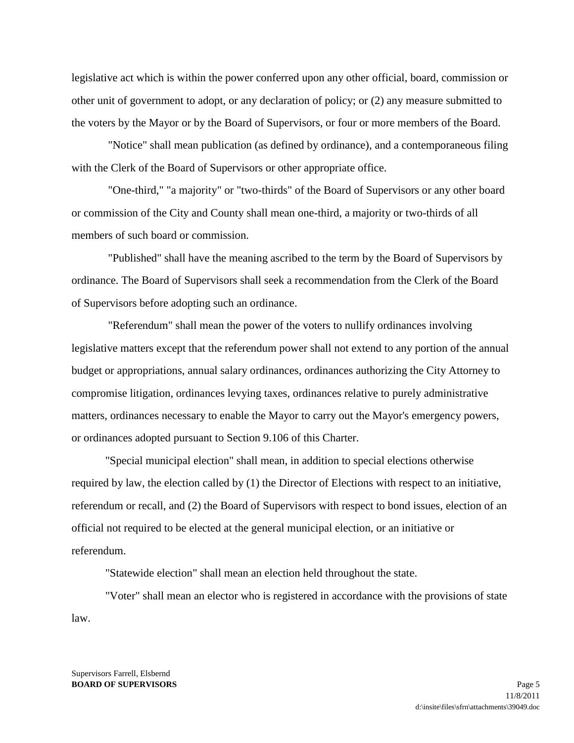legislative act which is within the power conferred upon any other official, board, commission or other unit of government to adopt, or any declaration of policy; or (2) any measure submitted to the voters by the Mayor or by the Board of Supervisors, or four or more members of the Board.

"Notice" shall mean publication (as defined by ordinance), and a contemporaneous filing with the Clerk of the Board of Supervisors or other appropriate office.

"One-third," "a majority" or "two-thirds" of the Board of Supervisors or any other board or commission of the City and County shall mean one-third, a majority or two-thirds of all members of such board or commission.

"Published" shall have the meaning ascribed to the term by the Board of Supervisors by ordinance. The Board of Supervisors shall seek a recommendation from the Clerk of the Board of Supervisors before adopting such an ordinance.

"Referendum" shall mean the power of the voters to nullify ordinances involving legislative matters except that the referendum power shall not extend to any portion of the annual budget or appropriations, annual salary ordinances, ordinances authorizing the City Attorney to compromise litigation, ordinances levying taxes, ordinances relative to purely administrative matters, ordinances necessary to enable the Mayor to carry out the Mayor's emergency powers, or ordinances adopted pursuant to Section 9.106 of this Charter.

"Special municipal election" shall mean, in addition to special elections otherwise required by law, the election called by (1) the Director of Elections with respect to an initiative, referendum or recall, and (2) the Board of Supervisors with respect to bond issues, election of an official not required to be elected at the general municipal election, or an initiative or referendum.

"Statewide election" shall mean an election held throughout the state.

"Voter" shall mean an elector who is registered in accordance with the provisions of state law.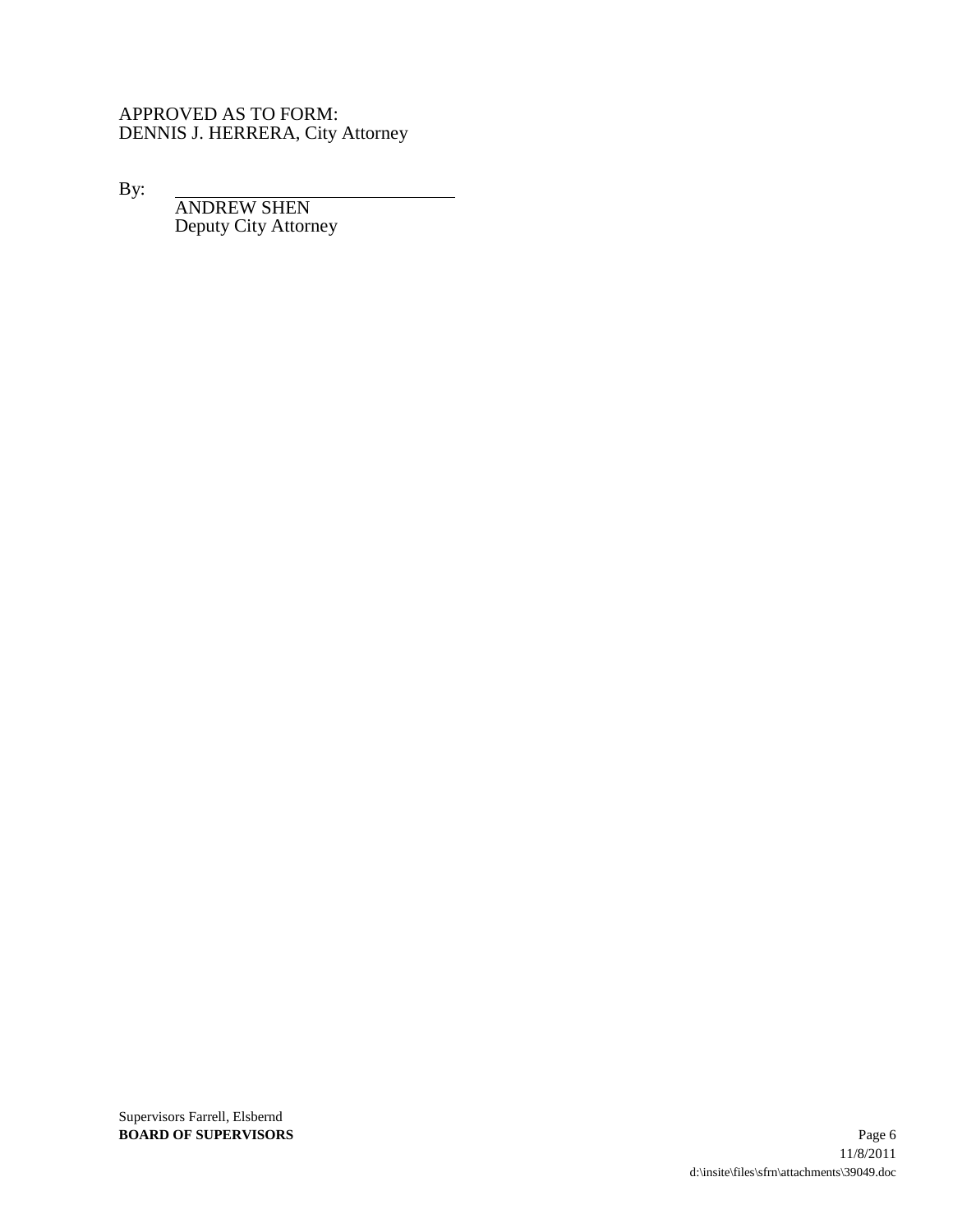APPROVED AS TO FORM:
DENNIS J. HERRERA, City Attorney

By: ______________________________
ANDREW SHEN
Deputy City Attorney